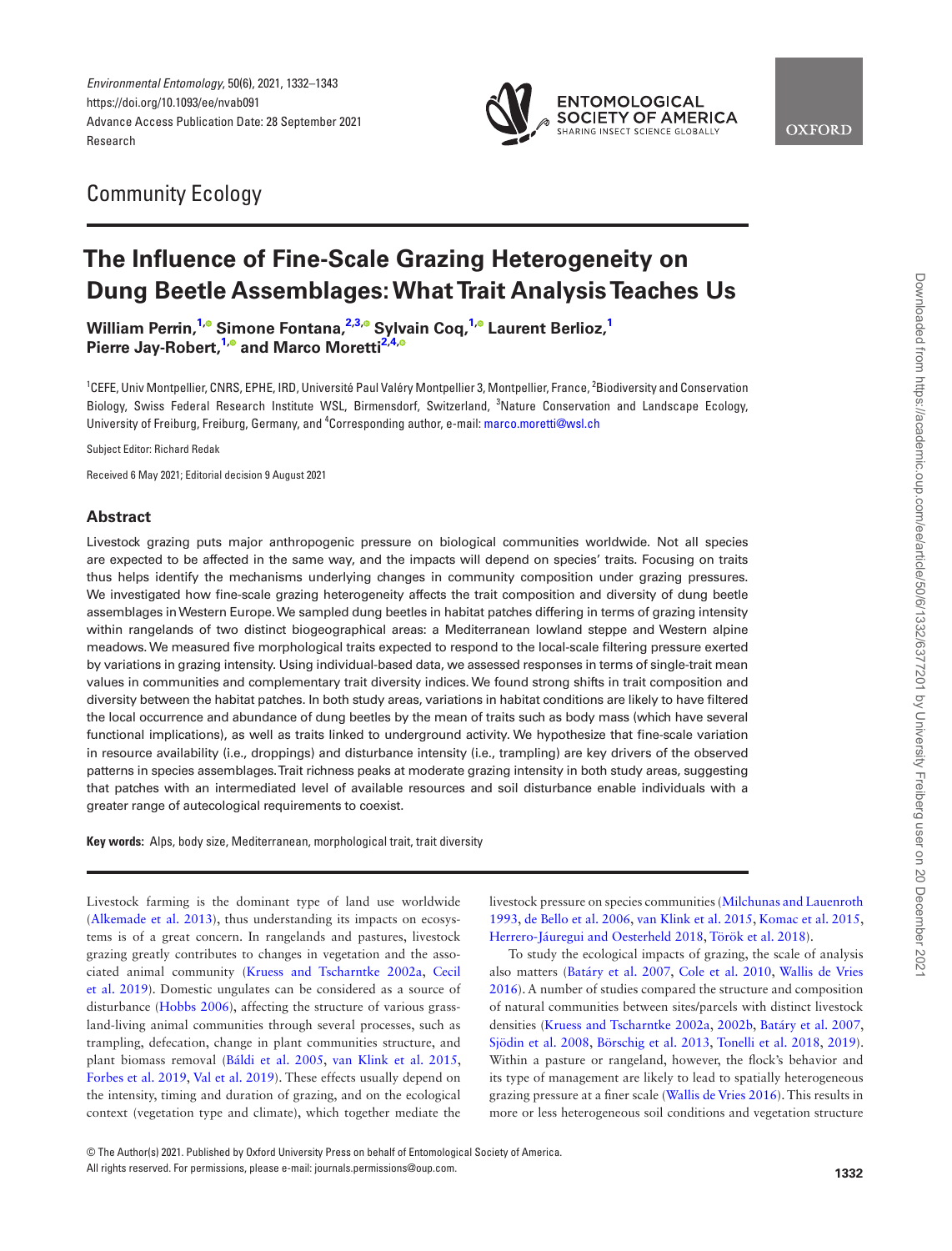Community Ecology

# The Influence of Fine-Scale Grazing Heterogeneity on Dung Beetle Assemblages: What Trait Analysis Teaches Us

**William Perrin,[1] Simone Fontana,[2,3] Sylvain Coq,[1] Laurent Berlioz,[1] Pierre Jay-Robert,[1] and Marco Moretti[2,4]**

[1]CEFE, Univ Montpellier, CNRS, EPHE, IRD, Université Paul Valéry Montpellier 3, Montpellier, France, [2]Biodiversity and Conservation Biology, Swiss Federal Research Institute WSL, Birmensdorf, Switzerland, [3]Nature Conservation and Landscape Ecology, University of Freiburg, Freiburg, Germany, and [4]Corresponding author, e-mail: marco.moretti@wsl.ch

Subject Editor: Richard Redak

Received 6 May 2021; Editorial decision 9 August 2021

## Abstract

Livestock grazing puts major anthropogenic pressure on biological communities worldwide. Not all species are expected to be affected in the same way, and the impacts will depend on species' traits. Focusing on traits thus helps identify the mechanisms underlying changes in community composition under grazing pressures. We investigated how fine-scale grazing heterogeneity affects the trait composition and diversity of dung beetle assemblages in Western Europe. We sampled dung beetles in habitat patches differing in terms of grazing intensity within rangelands of two distinct biogeographical areas: a Mediterranean lowland steppe and Western alpine meadows. We measured five morphological traits expected to respond to the local-scale filtering pressure exerted by variations in grazing intensity. Using individual-based data, we assessed responses in terms of single-trait mean values in communities and complementary trait diversity indices. We found strong shifts in trait composition and diversity between the habitat patches. In both study areas, variations in habitat conditions are likely to have filtered the local occurrence and abundance of dung beetles by the mean of traits such as body mass (which have several functional implications), as well as traits linked to underground activity. We hypothesize that fine-scale variation in resource availability (i.e., droppings) and disturbance intensity (i.e., trampling) are key drivers of the observed patterns in species assemblages. Trait richness peaks at moderate grazing intensity in both study areas, suggesting that patches with an intermediated level of available resources and soil disturbance enable individuals with a greater range of autecological requirements to coexist.

**Key words:** Alps, body size, Mediterranean, morphological trait, trait diversity

Livestock farming is the dominant type of land use worldwide (Alkemade et al. 2013), thus understanding its impacts on ecosystems is of a great concern. In rangelands and pastures, livestock grazing greatly contributes to changes in vegetation and the associated animal community (Kruess and Tscharntke 2002a, Cecil et al. 2019). Domestic ungulates can be considered as a source of disturbance (Hobbs 2006), affecting the structure of various grassland-living animal communities through several processes, such as trampling, defecation, change in plant communities structure, and plant biomass removal (Báldi et al. 2005, van Klink et al. 2015, Forbes et al. 2019, Val et al. 2019). These effects usually depend on the intensity, timing and duration of grazing, and on the ecological context (vegetation type and climate), which together mediate the livestock pressure on species communities (Milchunas and Lauenroth 1993, de Bello et al. 2006, van Klink et al. 2015, Komac et al. 2015, Herrero-Jáuregui and Oesterheld 2018, Török et al. 2018).

To study the ecological impacts of grazing, the scale of analysis also matters (Batáry et al. 2007, Cole et al. 2010, Wallis de Vries 2016). A number of studies compared the structure and composition of natural communities between sites/parcels with distinct livestock densities (Kruess and Tscharntke 2002a, 2002b, Batáry et al. 2007, Sjödin et al. 2008, Börschig et al. 2013, Tonelli et al. 2018, 2019). Within a pasture or rangeland, however, the flock's behavior and its type of management are likely to lead to spatially heterogeneous grazing pressure at a finer scale (Wallis de Vries 2016). This results in more or less heterogeneous soil conditions and vegetation structure

© The Author(s) 2021. Published by Oxford University Press on behalf of Entomological Society of America.
All rights reserved. For permissions, please e-mail: journals.permissions@oup.com.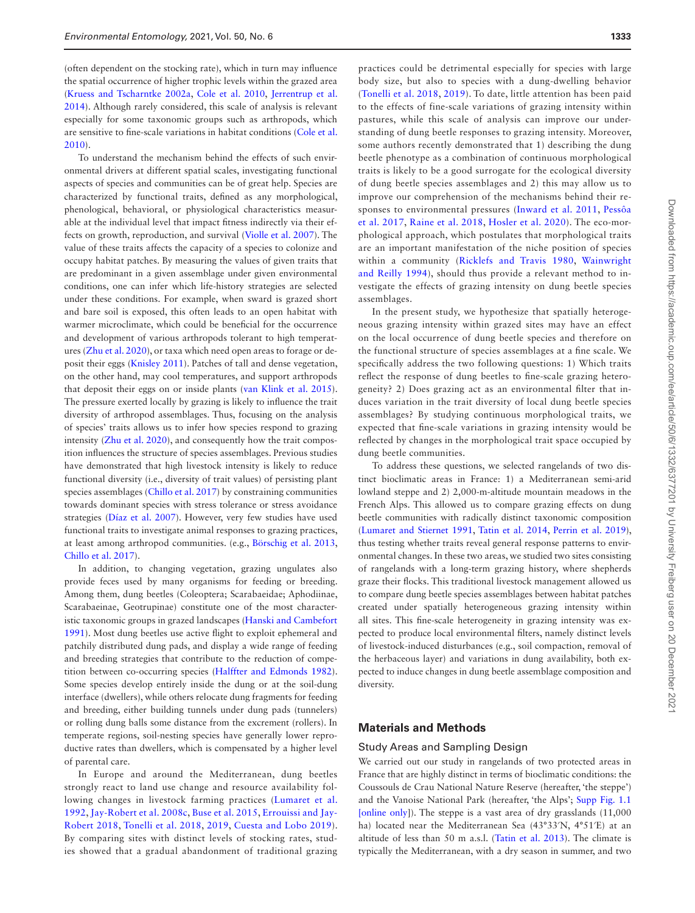(often dependent on the stocking rate), which in turn may influence the spatial occurrence of higher trophic levels within the grazed area (Kruess and Tscharntke 2002a, Cole et al. 2010, Jerrentrup et al. 2014). Although rarely considered, this scale of analysis is relevant especially for some taxonomic groups such as arthropods, which are sensitive to fine-scale variations in habitat conditions (Cole et al. 2010).

To understand the mechanism behind the effects of such environmental drivers at different spatial scales, investigating functional aspects of species and communities can be of great help. Species are characterized by functional traits, defined as any morphological, phenological, behavioral, or physiological characteristics measurable at the individual level that impact fitness indirectly via their effects on growth, reproduction, and survival (Violle et al. 2007). The value of these traits affects the capacity of a species to colonize and occupy habitat patches. By measuring the values of given traits that are predominant in a given assemblage under given environmental conditions, one can infer which life-history strategies are selected under these conditions. For example, when sward is grazed short and bare soil is exposed, this often leads to an open habitat with warmer microclimate, which could be beneficial for the occurrence and development of various arthropods tolerant to high temperatures (Zhu et al. 2020), or taxa which need open areas to forage or deposit their eggs (Knisley 2011). Patches of tall and dense vegetation, on the other hand, may cool temperatures, and support arthropods that deposit their eggs on or inside plants (van Klink et al. 2015). The pressure exerted locally by grazing is likely to influence the trait diversity of arthropod assemblages. Thus, focusing on the analysis of species' traits allows us to infer how species respond to grazing intensity (Zhu et al. 2020), and consequently how the trait composition influences the structure of species assemblages. Previous studies have demonstrated that high livestock intensity is likely to reduce functional diversity (i.e., diversity of trait values) of persisting plant species assemblages (Chillo et al. 2017) by constraining communities towards dominant species with stress tolerance or stress avoidance strategies (Díaz et al. 2007). However, very few studies have used functional traits to investigate animal responses to grazing practices, at least among arthropod communities. (e.g., Börschig et al. 2013, Chillo et al. 2017).

In addition, to changing vegetation, grazing ungulates also provide feces used by many organisms for feeding or breeding. Among them, dung beetles (Coleoptera; Scarabaeidae; Aphodiinae, Scarabaeinae, Geotrupinae) constitute one of the most characteristic taxonomic groups in grazed landscapes (Hanski and Cambefort 1991). Most dung beetles use active flight to exploit ephemeral and patchily distributed dung pads, and display a wide range of feeding and breeding strategies that contribute to the reduction of competition between co-occurring species (Halffter and Edmonds 1982). Some species develop entirely inside the dung or at the soil-dung interface (dwellers), while others relocate dung fragments for feeding and breeding, either building tunnels under dung pads (tunnelers) or rolling dung balls some distance from the excrement (rollers). In temperate regions, soil-nesting species have generally lower reproductive rates than dwellers, which is compensated by a higher level of parental care.

In Europe and around the Mediterranean, dung beetles strongly react to land use change and resource availability following changes in livestock farming practices (Lumaret et al. 1992, Jay-Robert et al. 2008c, Buse et al. 2015, Errouissi and Jay-Robert 2018, Tonelli et al. 2018, 2019, Cuesta and Lobo 2019). By comparing sites with distinct levels of stocking rates, studies showed that a gradual abandonment of traditional grazing practices could be detrimental especially for species with large body size, but also to species with a dung-dwelling behavior (Tonelli et al. 2018, 2019). To date, little attention has been paid to the effects of fine-scale variations of grazing intensity within pastures, while this scale of analysis can improve our understanding of dung beetle responses to grazing intensity. Moreover, some authors recently demonstrated that 1) describing the dung beetle phenotype as a combination of continuous morphological traits is likely to be a good surrogate for the ecological diversity of dung beetle species assemblages and 2) this may allow us to improve our comprehension of the mechanisms behind their responses to environmental pressures (Inward et al. 2011, Pessôa et al. 2017, Raine et al. 2018, Hosler et al. 2020). The eco-morphological approach, which postulates that morphological traits are an important manifestation of the niche position of species within a community (Ricklefs and Travis 1980, Wainwright and Reilly 1994), should thus provide a relevant method to investigate the effects of grazing intensity on dung beetle species assemblages.

In the present study, we hypothesize that spatially heterogeneous grazing intensity within grazed sites may have an effect on the local occurrence of dung beetle species and therefore on the functional structure of species assemblages at a fine scale. We specifically address the two following questions: 1) Which traits reflect the response of dung beetles to fine-scale grazing heterogeneity? 2) Does grazing act as an environmental filter that induces variation in the trait diversity of local dung beetle species assemblages? By studying continuous morphological traits, we expected that fine-scale variations in grazing intensity would be reflected by changes in the morphological trait space occupied by dung beetle communities.

To address these questions, we selected rangelands of two distinct bioclimatic areas in France: 1) a Mediterranean semi-arid lowland steppe and 2) 2,000-m-altitude mountain meadows in the French Alps. This allowed us to compare grazing effects on dung beetle communities with radically distinct taxonomic composition (Lumaret and Stiernet 1991, Tatin et al. 2014, Perrin et al. 2019), thus testing whether traits reveal general response patterns to environmental changes. In these two areas, we studied two sites consisting of rangelands with a long-term grazing history, where shepherds graze their flocks. This traditional livestock management allowed us to compare dung beetle species assemblages between habitat patches created under spatially heterogeneous grazing intensity within all sites. This fine-scale heterogeneity in grazing intensity was expected to produce local environmental filters, namely distinct levels of livestock-induced disturbances (e.g., soil compaction, removal of the herbaceous layer) and variations in dung availability, both expected to induce changes in dung beetle assemblage composition and diversity.

## Materials and Methods

### Study Areas and Sampling Design

We carried out our study in rangelands of two protected areas in France that are highly distinct in terms of bioclimatic conditions: the Coussouls de Crau National Nature Reserve (hereafter, 'the steppe') and the Vanoise National Park (hereafter, 'the Alps'; Supp Fig. 1.1 [online only]). The steppe is a vast area of dry grasslands (11,000 ha) located near the Mediterranean Sea (43°33′N, 4°51′E) at an altitude of less than 50 m a.s.l. (Tatin et al. 2013). The climate is typically the Mediterranean, with a dry season in summer, and two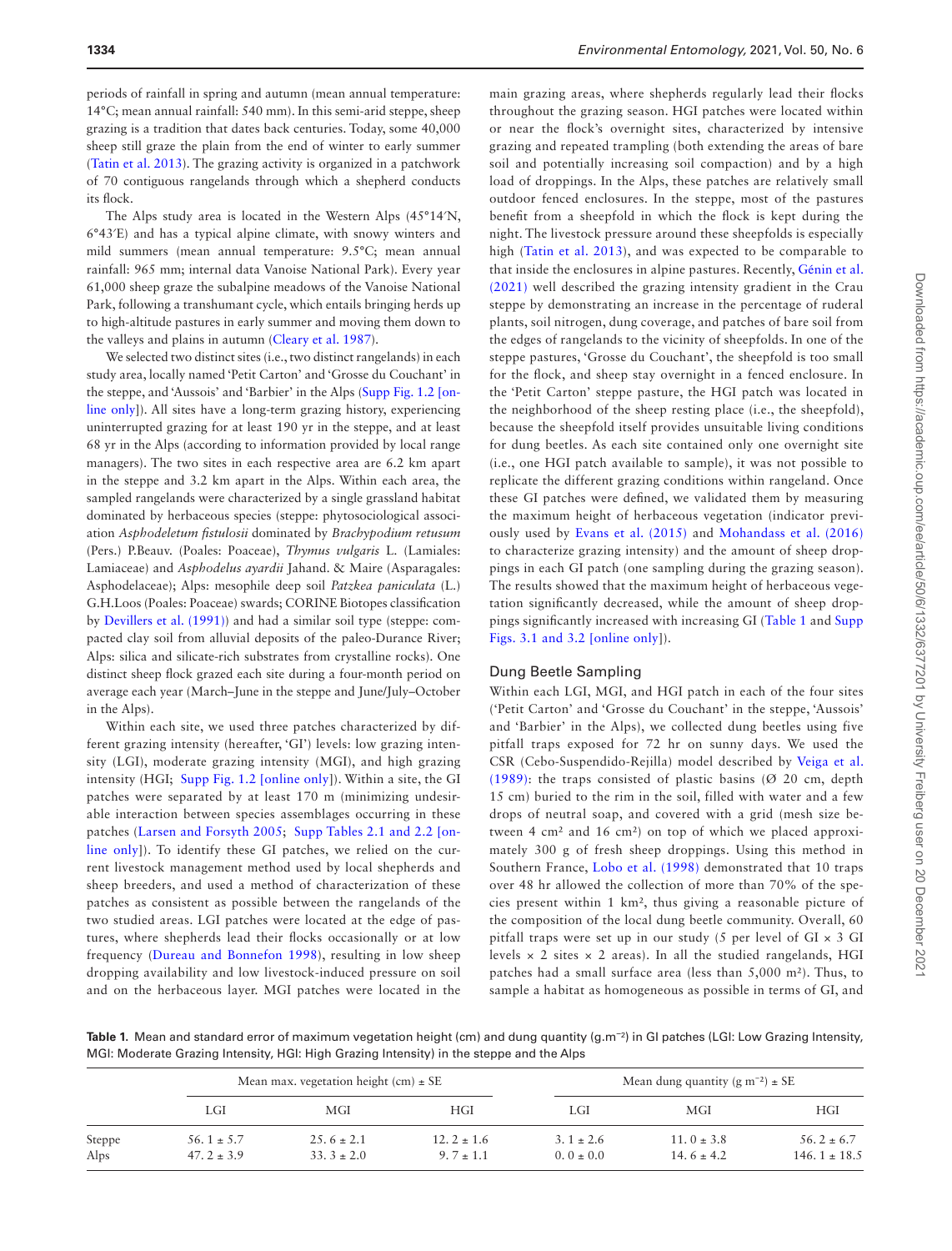periods of rainfall in spring and autumn (mean annual temperature: 14°C; mean annual rainfall: 540 mm). In this semi-arid steppe, sheep grazing is a tradition that dates back centuries. Today, some 40,000 sheep still graze the plain from the end of winter to early summer (Tatin et al. 2013). The grazing activity is organized in a patchwork of 70 contiguous rangelands through which a shepherd conducts its flock.

The Alps study area is located in the Western Alps (45°14′N, 6°43′E) and has a typical alpine climate, with snowy winters and mild summers (mean annual temperature: 9.5°C; mean annual rainfall: 965 mm; internal data Vanoise National Park). Every year 61,000 sheep graze the subalpine meadows of the Vanoise National Park, following a transhumant cycle, which entails bringing herds up to high-altitude pastures in early summer and moving them down to the valleys and plains in autumn (Cleary et al. 1987).

We selected two distinct sites (i.e., two distinct rangelands) in each study area, locally named 'Petit Carton' and 'Grosse du Couchant' in the steppe, and 'Aussois' and 'Barbier' in the Alps (Supp Fig. 1.2 [online only]). All sites have a long-term grazing history, experiencing uninterrupted grazing for at least 190 yr in the steppe, and at least 68 yr in the Alps (according to information provided by local range managers). The two sites in each respective area are 6.2 km apart in the steppe and 3.2 km apart in the Alps. Within each area, the sampled rangelands were characterized by a single grassland habitat dominated by herbaceous species (steppe: phytosociological association *Asphodeletum fistulosii* dominated by *Brachypodium retusum* (Pers.) P.Beauv. (Poales: Poaceae), *Thymus vulgaris* L. (Lamiales: Lamiaceae) and *Asphodelus ayardii* Jahand. & Maire (Asparagales: Asphodelaceae); Alps: mesophile deep soil *Patzkea paniculata* (L.) G.H.Loos (Poales: Poaceae) swards; CORINE Biotopes classification by Devillers et al. (1991)) and had a similar soil type (steppe: compacted clay soil from alluvial deposits of the paleo-Durance River; Alps: silica and silicate-rich substrates from crystalline rocks). One distinct sheep flock grazed each site during a four-month period on average each year (March–June in the steppe and June/July–October in the Alps).

Within each site, we used three patches characterized by different grazing intensity (hereafter, 'GI') levels: low grazing intensity (LGI), moderate grazing intensity (MGI), and high grazing intensity (HGI; Supp Fig. 1.2 [online only]). Within a site, the GI patches were separated by at least 170 m (minimizing undesirable interaction between species assemblages occurring in these patches (Larsen and Forsyth 2005; Supp Tables 2.1 and 2.2 [online only]). To identify these GI patches, we relied on the current livestock management method used by local shepherds and sheep breeders, and used a method of characterization of these patches as consistent as possible between the rangelands of the two studied areas. LGI patches were located at the edge of pastures, where shepherds lead their flocks occasionally or at low frequency (Dureau and Bonnefon 1998), resulting in low sheep dropping availability and low livestock-induced pressure on soil and on the herbaceous layer. MGI patches were located in the main grazing areas, where shepherds regularly lead their flocks throughout the grazing season. HGI patches were located within or near the flock's overnight sites, characterized by intensive grazing and repeated trampling (both extending the areas of bare soil and potentially increasing soil compaction) and by a high load of droppings. In the Alps, these patches are relatively small outdoor fenced enclosures. In the steppe, most of the pastures benefit from a sheepfold in which the flock is kept during the night. The livestock pressure around these sheepfolds is especially high (Tatin et al. 2013), and was expected to be comparable to that inside the enclosures in alpine pastures. Recently, Génin et al. (2021) well described the grazing intensity gradient in the Crau steppe by demonstrating an increase in the percentage of ruderal plants, soil nitrogen, dung coverage, and patches of bare soil from the edges of rangelands to the vicinity of sheepfolds. In one of the steppe pastures, 'Grosse du Couchant', the sheepfold is too small for the flock, and sheep stay overnight in a fenced enclosure. In the 'Petit Carton' steppe pasture, the HGI patch was located in the neighborhood of the sheep resting place (i.e., the sheepfold), because the sheepfold itself provides unsuitable living conditions for dung beetles. As each site contained only one overnight site (i.e., one HGI patch available to sample), it was not possible to replicate the different grazing conditions within rangeland. Once these GI patches were defined, we validated them by measuring the maximum height of herbaceous vegetation (indicator previously used by Evans et al. (2015) and Mohandass et al. (2016) to characterize grazing intensity) and the amount of sheep droppings in each GI patch (one sampling during the grazing season). The results showed that the maximum height of herbaceous vegetation significantly decreased, while the amount of sheep droppings significantly increased with increasing GI (Table 1 and Supp Figs. 3.1 and 3.2 [online only]).

## Dung Beetle Sampling

Within each LGI, MGI, and HGI patch in each of the four sites ('Petit Carton' and 'Grosse du Couchant' in the steppe, 'Aussois' and 'Barbier' in the Alps), we collected dung beetles using five pitfall traps exposed for 72 hr on sunny days. We used the CSR (Cebo-Suspendido-Rejilla) model described by Veiga et al. (1989): the traps consisted of plastic basins (Ø 20 cm, depth 15 cm) buried to the rim in the soil, filled with water and a few drops of neutral soap, and covered with a grid (mesh size between 4 cm² and 16 cm²) on top of which we placed approximately 300 g of fresh sheep droppings. Using this method in Southern France, Lobo et al. (1998) demonstrated that 10 traps over 48 hr allowed the collection of more than 70% of the species present within 1 km², thus giving a reasonable picture of the composition of the local dung beetle community. Overall, 60 pitfall traps were set up in our study (5 per level of GI × 3 GI levels × 2 sites × 2 areas). In all the studied rangelands, HGI patches had a small surface area (less than 5,000 m²). Thus, to sample a habitat as homogeneous as possible in terms of GI, and

**Table 1.** Mean and standard error of maximum vegetation height (cm) and dung quantity (g.m$^{-2}$) in GI patches (LGI: Low Grazing Intensity, MGI: Moderate Grazing Intensity, HGI: High Grazing Intensity) in the steppe and the Alps

| | Mean max. vegetation height (cm) ± SE | | | Mean dung quantity (g m$^{-2}$) ± SE | | |
|---|---|---|---|---|---|---|
| | LGI | MGI | HGI | LGI | MGI | HGI |
| Steppe | 56. 1 ± 5.7 | 25. 6 ± 2.1 | 12. 2 ± 1.6 | 3. 1 ± 2.6 | 11. 0 ± 3.8 | 56. 2 ± 6.7 |
| Alps | 47. 2 ± 3.9 | 33. 3 ± 2.0 | 9. 7 ± 1.1 | 0. 0 ± 0.0 | 14. 6 ± 4.2 | 146. 1 ± 18.5 |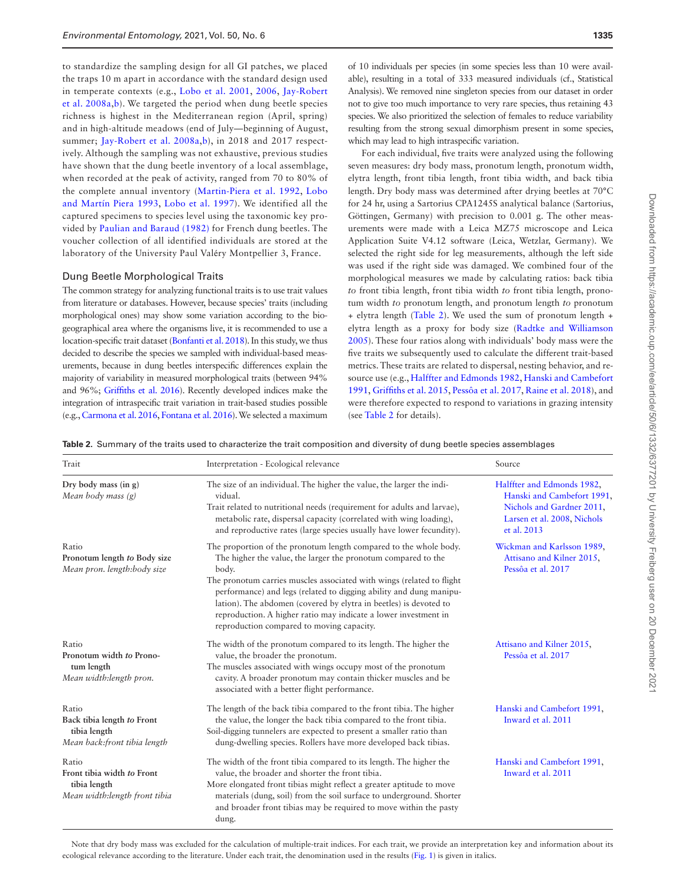to standardize the sampling design for all GI patches, we placed the traps 10 m apart in accordance with the standard design used in temperate contexts (e.g., Lobo et al. 2001, 2006, Jay-Robert et al. 2008a,b). We targeted the period when dung beetle species richness is highest in the Mediterranean region (April, spring) and in high-altitude meadows (end of July—beginning of August, summer; Jay-Robert et al. 2008a,b), in 2018 and 2017 respectively. Although the sampling was not exhaustive, previous studies have shown that the dung beetle inventory of a local assemblage, when recorded at the peak of activity, ranged from 70 to 80% of the complete annual inventory (Martin-Piera et al. 1992, Lobo and Martín Piera 1993, Lobo et al. 1997). We identified all the captured specimens to species level using the taxonomic key provided by Paulian and Baraud (1982) for French dung beetles. The voucher collection of all identified individuals are stored at the laboratory of the University Paul Valéry Montpellier 3, France.

## Dung Beetle Morphological Traits

The common strategy for analyzing functional traits is to use trait values from literature or databases. However, because species' traits (including morphological ones) may show some variation according to the biogeographical area where the organisms live, it is recommended to use a location-specific trait dataset (Bonfanti et al. 2018). In this study, we thus decided to describe the species we sampled with individual-based measurements, because in dung beetles interspecific differences explain the majority of variability in measured morphological traits (between 94% and 96%; Griffiths et al. 2016). Recently developed indices make the integration of intraspecific trait variation in trait-based studies possible (e.g., Carmona et al. 2016, Fontana et al. 2016). We selected a maximum of 10 individuals per species (in some species less than 10 were available), resulting in a total of 333 measured individuals (cf., Statistical Analysis). We removed nine singleton species from our dataset in order not to give too much importance to very rare species, thus retaining 43 species. We also prioritized the selection of females to reduce variability resulting from the strong sexual dimorphism present in some species, which may lead to high intraspecific variation.

For each individual, five traits were analyzed using the following seven measures: dry body mass, pronotum length, pronotum width, elytra length, front tibia length, front tibia width, and back tibia length. Dry body mass was determined after drying beetles at 70°C for 24 hr, using a Sartorius CPA1245S analytical balance (Sartorius, Göttingen, Germany) with precision to 0.001 g. The other measurements were made with a Leica MZ75 microscope and Leica Application Suite V4.12 software (Leica, Wetzlar, Germany). We selected the right side for leg measurements, although the left side was used if the right side was damaged. We combined four of the morphological measures we made by calculating ratios: back tibia *to* front tibia length, front tibia width *to* front tibia length, pronotum width *to* pronotum length, and pronotum length *to* pronotum + elytra length (Table 2). We used the sum of pronotum length + elytra length as a proxy for body size (Radtke and Williamson 2005). These four ratios along with individuals' body mass were the five traits we subsequently used to calculate the different trait-based metrics. These traits are related to dispersal, nesting behavior, and resource use (e.g., Halffter and Edmonds 1982, Hanski and Cambefort 1991, Griffiths et al. 2015, Pessôa et al. 2017, Raine et al. 2018), and were therefore expected to respond to variations in grazing intensity (see Table 2 for details).

**Table 2.** Summary of the traits used to characterize the trait composition and diversity of dung beetle species assemblages

| Trait | Interpretation - Ecological relevance | Source |
|---|---|---|
| **Dry body mass (in g)**<br>*Mean body mass (g)* | The size of an individual. The higher the value, the larger the individual.<br>Trait related to nutritional needs (requirement for adults and larvae), metabolic rate, dispersal capacity (correlated with wing loading), and reproductive rates (large species usually have lower fecundity). | Halffter and Edmonds 1982, Hanski and Cambefort 1991, Nichols and Gardner 2011, Larsen et al. 2008, Nichols et al. 2013 |
| Ratio<br>**Pronotum length *to* Body size**<br>*Mean pron. length:body size* | The proportion of the pronotum length compared to the whole body. The higher the value, the larger the pronotum compared to the body.<br>The pronotum carries muscles associated with wings (related to flight performance) and legs (related to digging ability and dung manipulation). The abdomen (covered by elytra in beetles) is devoted to reproduction. A higher ratio may indicate a lower investment in reproduction compared to moving capacity. | Wickman and Karlsson 1989, Attisano and Kilner 2015, Pessôa et al. 2017 |
| Ratio<br>**Pronotum width *to* Pronotum length**<br>*Mean width:length pron.* | The width of the pronotum compared to its length. The higher the value, the broader the pronotum.<br>The muscles associated with wings occupy most of the pronotum cavity. A broader pronotum may contain thicker muscles and be associated with a better flight performance. | Attisano and Kilner 2015, Pessôa et al. 2017 |
| Ratio<br>**Back tibia length *to* Front tibia length**<br>*Mean back:front tibia length* | The length of the back tibia compared to the front tibia. The higher the value, the longer the back tibia compared to the front tibia.<br>Soil-digging tunnelers are expected to present a smaller ratio than dung-dwelling species. Rollers have more developed back tibias. | Hanski and Cambefort 1991, Inward et al. 2011 |
| Ratio<br>**Front tibia width *to* Front tibia length**<br>*Mean width:length front tibia* | The width of the front tibia compared to its length. The higher the value, the broader and shorter the front tibia.<br>More elongated front tibias might reflect a greater aptitude to move materials (dung, soil) from the soil surface to underground. Shorter and broader front tibias may be required to move within the pasty dung. | Hanski and Cambefort 1991, Inward et al. 2011 |

Note that dry body mass was excluded for the calculation of multiple-trait indices. For each trait, we provide an interpretation key and information about its ecological relevance according to the literature. Under each trait, the denomination used in the results (Fig. 1) is given in italics.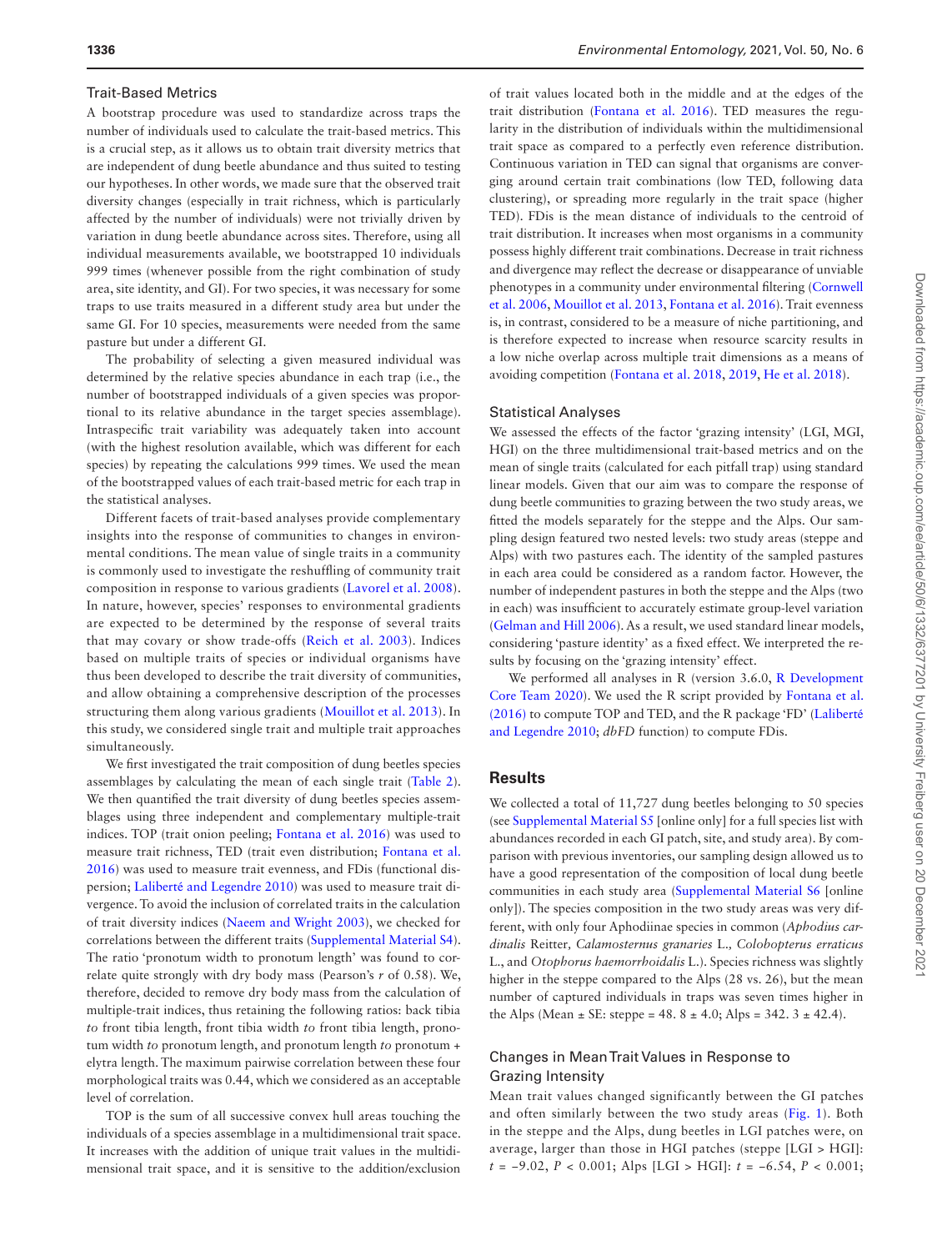### Trait-Based Metrics

A bootstrap procedure was used to standardize across traps the number of individuals used to calculate the trait-based metrics. This is a crucial step, as it allows us to obtain trait diversity metrics that are independent of dung beetle abundance and thus suited to testing our hypotheses. In other words, we made sure that the observed trait diversity changes (especially in trait richness, which is particularly affected by the number of individuals) were not trivially driven by variation in dung beetle abundance across sites. Therefore, using all individual measurements available, we bootstrapped 10 individuals 999 times (whenever possible from the right combination of study area, site identity, and GI). For two species, it was necessary for some traps to use traits measured in a different study area but under the same GI. For 10 species, measurements were needed from the same pasture but under a different GI.

The probability of selecting a given measured individual was determined by the relative species abundance in each trap (i.e., the number of bootstrapped individuals of a given species was proportional to its relative abundance in the target species assemblage). Intraspecific trait variability was adequately taken into account (with the highest resolution available, which was different for each species) by repeating the calculations 999 times. We used the mean of the bootstrapped values of each trait-based metric for each trap in the statistical analyses.

Different facets of trait-based analyses provide complementary insights into the response of communities to changes in environmental conditions. The mean value of single traits in a community is commonly used to investigate the reshuffling of community trait composition in response to various gradients (Lavorel et al. 2008). In nature, however, species' responses to environmental gradients are expected to be determined by the response of several traits that may covary or show trade-offs (Reich et al. 2003). Indices based on multiple traits of species or individual organisms have thus been developed to describe the trait diversity of communities, and allow obtaining a comprehensive description of the processes structuring them along various gradients (Mouillot et al. 2013). In this study, we considered single trait and multiple trait approaches simultaneously.

We first investigated the trait composition of dung beetles species assemblages by calculating the mean of each single trait (Table 2). We then quantified the trait diversity of dung beetles species assemblages using three independent and complementary multiple-trait indices. TOP (trait onion peeling; Fontana et al. 2016) was used to measure trait richness, TED (trait even distribution; Fontana et al. 2016) was used to measure trait evenness, and FDis (functional dispersion; Laliberté and Legendre 2010) was used to measure trait divergence. To avoid the inclusion of correlated traits in the calculation of trait diversity indices (Naeem and Wright 2003), we checked for correlations between the different traits (Supplemental Material S4). The ratio 'pronotum width to pronotum length' was found to correlate quite strongly with dry body mass (Pearson's $r$ of 0.58). We, therefore, decided to remove dry body mass from the calculation of multiple-trait indices, thus retaining the following ratios: back tibia *to* front tibia length, front tibia width *to* front tibia length, pronotum width *to* pronotum length, and pronotum length *to* pronotum + elytra length. The maximum pairwise correlation between these four morphological traits was 0.44, which we considered as an acceptable level of correlation.

TOP is the sum of all successive convex hull areas touching the individuals of a species assemblage in a multidimensional trait space. It increases with the addition of unique trait values in the multidimensional trait space, and it is sensitive to the addition/exclusion of trait values located both in the middle and at the edges of the trait distribution (Fontana et al. 2016). TED measures the regularity in the distribution of individuals within the multidimensional trait space as compared to a perfectly even reference distribution. Continuous variation in TED can signal that organisms are converging around certain trait combinations (low TED, following data clustering), or spreading more regularly in the trait space (higher TED). FDis is the mean distance of individuals to the centroid of trait distribution. It increases when most organisms in a community possess highly different trait combinations. Decrease in trait richness and divergence may reflect the decrease or disappearance of unviable phenotypes in a community under environmental filtering (Cornwell et al. 2006, Mouillot et al. 2013, Fontana et al. 2016). Trait evenness is, in contrast, considered to be a measure of niche partitioning, and is therefore expected to increase when resource scarcity results in a low niche overlap across multiple trait dimensions as a means of avoiding competition (Fontana et al. 2018, 2019, He et al. 2018).

### Statistical Analyses

We assessed the effects of the factor 'grazing intensity' (LGI, MGI, HGI) on the three multidimensional trait-based metrics and on the mean of single traits (calculated for each pitfall trap) using standard linear models. Given that our aim was to compare the response of dung beetle communities to grazing between the two study areas, we fitted the models separately for the steppe and the Alps. Our sampling design featured two nested levels: two study areas (steppe and Alps) with two pastures each. The identity of the sampled pastures in each area could be considered as a random factor. However, the number of independent pastures in both the steppe and the Alps (two in each) was insufficient to accurately estimate group-level variation (Gelman and Hill 2006). As a result, we used standard linear models, considering 'pasture identity' as a fixed effect. We interpreted the results by focusing on the 'grazing intensity' effect.

We performed all analyses in R (version 3.6.0, R Development Core Team 2020). We used the R script provided by Fontana et al. (2016) to compute TOP and TED, and the R package 'FD' (Laliberté and Legendre 2010; *dbFD* function) to compute FDis.

## Results

We collected a total of 11,727 dung beetles belonging to 50 species (see Supplemental Material S5 [online only] for a full species list with abundances recorded in each GI patch, site, and study area). By comparison with previous inventories, our sampling design allowed us to have a good representation of the composition of local dung beetle communities in each study area (Supplemental Material S6 [online only]). The species composition in the two study areas was very different, with only four Aphodiinae species in common (*Aphodius cardinalis* Reitter*, Calamosternus granaries* L.*, Colobopterus erraticus* L., and *Otophorus haemorrhoidalis* L.). Species richness was slightly higher in the steppe compared to the Alps (28 vs. 26), but the mean number of captured individuals in traps was seven times higher in the Alps (Mean ± SE: steppe = 48. 8 ± 4.0; Alps = 342. 3 ± 42.4).

### Changes in Mean Trait Values in Response to Grazing Intensity

Mean trait values changed significantly between the GI patches and often similarly between the two study areas (Fig. 1). Both in the steppe and the Alps, dung beetles in LGI patches were, on average, larger than those in HGI patches (steppe [LGI > HGI]: $t = -9.02$, $P < 0.001$; Alps [LGI > HGI]: $t = -6.54$, $P < 0.001$;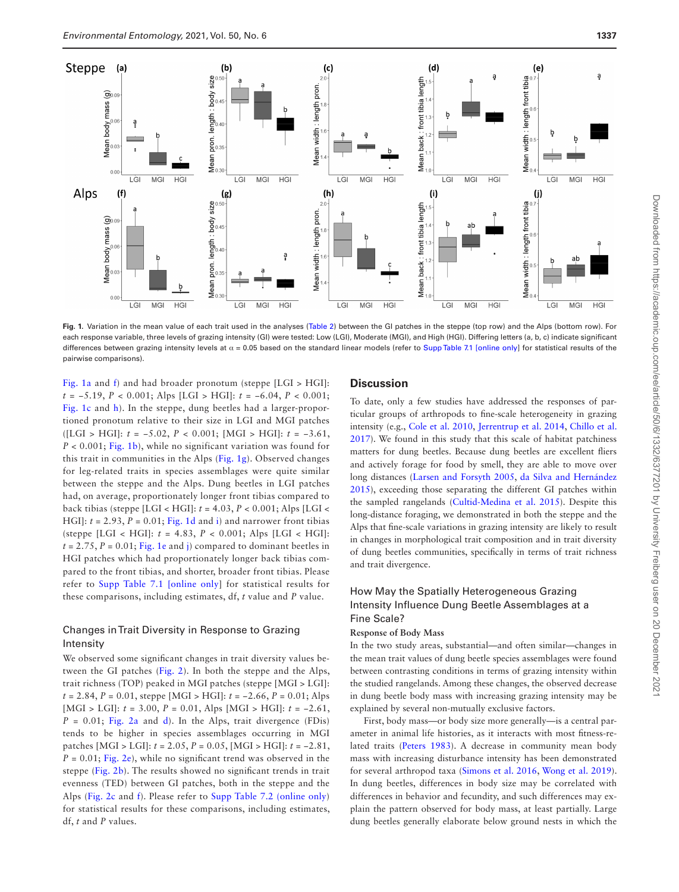**Fig. 1.** Variation in the mean value of each trait used in the analyses (Table 2) between the GI patches in the steppe (top row) and the Alps (bottom row). For each response variable, three levels of grazing intensity (GI) were tested: Low (LGI), Moderate (MGI), and High (HGI). Differing letters (a, b, c) indicate significant differences between grazing intensity levels at $\alpha = 0.05$ based on the standard linear models (refer to Supp Table 7.1 [online only] for statistical results of the pairwise comparisons).

Fig. 1a and f) and had broader pronotum (steppe [LGI > HGI]: $t = -5.19$, $P < 0.001$; Alps [LGI > HGI]: $t = -6.04$, $P < 0.001$; Fig. 1c and h). In the steppe, dung beetles had a larger-proportioned pronotum relative to their size in LGI and MGI patches ([LGI > HGI]: $t = -5.02$, $P < 0.001$; [MGI > HGI]: $t = -3.61$, $P < 0.001$; Fig. 1b), while no significant variation was found for this trait in communities in the Alps (Fig. 1g). Observed changes for leg-related traits in species assemblages were quite similar between the steppe and the Alps. Dung beetles in LGI patches had, on average, proportionately longer front tibias compared to back tibias (steppe [LGI < HGI]: $t = 4.03$, $P < 0.001$; Alps [LGI < HGI]: $t = 2.93$, $P = 0.01$; Fig. 1d and i) and narrower front tibias (steppe [LGI < HGI]: $t = 4.83$, $P < 0.001$; Alps [LGI < HGI]: $t = 2.75$, $P = 0.01$; Fig. 1e and j) compared to dominant beetles in HGI patches which had proportionately longer back tibias compared to the front tibias, and shorter, broader front tibias. Please refer to Supp Table 7.1 [online only] for statistical results for these comparisons, including estimates, df, $t$ value and $P$ value.

### Changes in Trait Diversity in Response to Grazing Intensity

We observed some significant changes in trait diversity values between the GI patches (Fig. 2). In both the steppe and the Alps, trait richness (TOP) peaked in MGI patches (steppe [MGI > LGI]: $t = 2.84$, $P = 0.01$, steppe [MGI > HGI]: $t = -2.66$, $P = 0.01$; Alps [MGI > LGI]: $t = 3.00$, $P = 0.01$, Alps [MGI > HGI]: $t = -2.61$, $P = 0.01$; Fig. 2a and d). In the Alps, trait divergence (FDis) tends to be higher in species assemblages occurring in MGI patches [MGI > LGI]: $t = 2.05$, $P = 0.05$, [MGI > HGI]: $t = -2.81$, $P = 0.01$; Fig. 2e), while no significant trend was observed in the steppe (Fig. 2b). The results showed no significant trends in trait evenness (TED) between GI patches, both in the steppe and the Alps (Fig. 2c and f). Please refer to Supp Table 7.2 (online only) for statistical results for these comparisons, including estimates, df, $t$ and $P$ values.

## Discussion

To date, only a few studies have addressed the responses of particular groups of arthropods to fine-scale heterogeneity in grazing intensity (e.g., Cole et al. 2010, Jerrentrup et al. 2014, Chillo et al. 2017). We found in this study that this scale of habitat patchiness matters for dung beetles. Because dung beetles are excellent fliers and actively forage for food by smell, they are able to move over long distances (Larsen and Forsyth 2005, da Silva and Hernández 2015), exceeding those separating the different GI patches within the sampled rangelands (Cultid-Medina et al. 2015). Despite this long-distance foraging, we demonstrated in both the steppe and the Alps that fine-scale variations in grazing intensity are likely to result in changes in morphological trait composition and in trait diversity of dung beetles communities, specifically in terms of trait richness and trait divergence.

### How May the Spatially Heterogeneous Grazing Intensity Influence Dung Beetle Assemblages at a Fine Scale?

#### Response of Body Mass

In the two study areas, substantial—and often similar—changes in the mean trait values of dung beetle species assemblages were found between contrasting conditions in terms of grazing intensity within the studied rangelands. Among these changes, the observed decrease in dung beetle body mass with increasing grazing intensity may be explained by several non-mutually exclusive factors.

First, body mass—or body size more generally—is a central parameter in animal life histories, as it interacts with most fitness-related traits (Peters 1983). A decrease in community mean body mass with increasing disturbance intensity has been demonstrated for several arthropod taxa (Simons et al. 2016, Wong et al. 2019). In dung beetles, differences in body size may be correlated with differences in behavior and fecundity, and such differences may explain the pattern observed for body mass, at least partially. Large dung beetles generally elaborate below ground nests in which the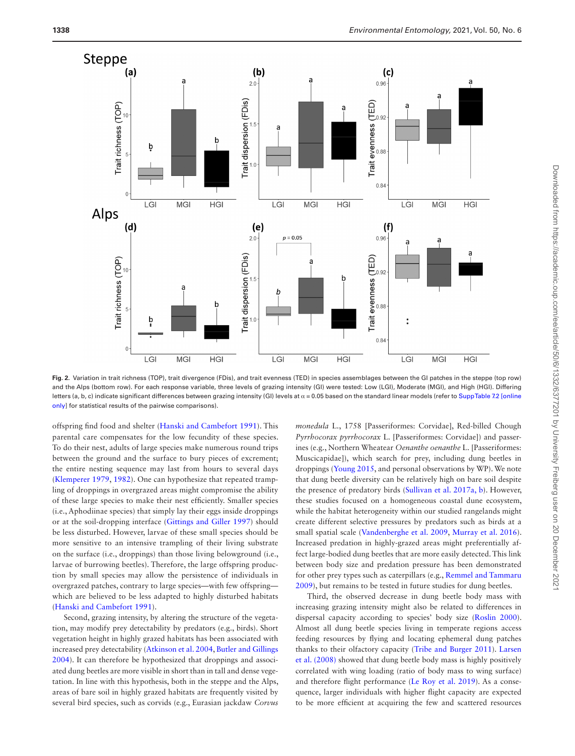**Fig. 2.** Variation in trait richness (TOP), trait divergence (FDis), and trait evenness (TED) in species assemblages between the GI patches in the steppe (top row) and the Alps (bottom row). For each response variable, three levels of grazing intensity (GI) were tested: Low (LGI), Moderate (MGI), and High (HGI). Differing letters (a, b, c) indicate significant differences between grazing intensity (GI) levels at α = 0.05 based on the standard linear models (refer to Supp Table 7.2 [online only] for statistical results of the pairwise comparisons).

offspring find food and shelter (Hanski and Cambefort 1991). This parental care compensates for the low fecundity of these species. To do their nest, adults of large species make numerous round trips between the ground and the surface to bury pieces of excrement; the entire nesting sequence may last from hours to several days (Klemperer 1979, 1982). One can hypothesize that repeated trampling of droppings in overgrazed areas might compromise the ability of these large species to make their nest efficiently. Smaller species (i.e., Aphodiinae species) that simply lay their eggs inside droppings or at the soil-dropping interface (Gittings and Giller 1997) should be less disturbed. However, larvae of these small species should be more sensitive to an intensive trampling of their living substrate on the surface (i.e., droppings) than those living belowground (i.e., larvae of burrowing beetles). Therefore, the large offspring production by small species may allow the persistence of individuals in overgrazed patches, contrary to large species—with few offspring—which are believed to be less adapted to highly disturbed habitats (Hanski and Cambefort 1991).

Second, grazing intensity, by altering the structure of the vegetation, may modify prey detectability by predators (e.g., birds). Short vegetation height in highly grazed habitats has been associated with increased prey detectability (Atkinson et al. 2004, Butler and Gillings 2004). It can therefore be hypothesized that droppings and associated dung beetles are more visible in short than in tall and dense vegetation. In line with this hypothesis, both in the steppe and the Alps, areas of bare soil in highly grazed habitats are frequently visited by several bird species, such as corvids (e.g., Eurasian jackdaw *Corvus monedula* L., 1758 [Passeriformes: Corvidae], Red-billed Chough *Pyrrhocorax pyrrhocorax* L. [Passeriformes: Corvidae]) and passerines (e.g., Northern Wheatear *Oenanthe oenanthe* L. [Passeriformes: Muscicapidae]), which search for prey, including dung beetles in droppings (Young 2015, and personal observations by WP). We note that dung beetle diversity can be relatively high on bare soil despite the presence of predatory birds (Sullivan et al. 2017a, b). However, these studies focused on a homogeneous coastal dune ecosystem, while the habitat heterogeneity within our studied rangelands might create different selective pressures by predators such as birds at a small spatial scale (Vandenberghe et al. 2009, Murray et al. 2016). Increased predation in highly-grazed areas might preferentially affect large-bodied dung beetles that are more easily detected. This link between body size and predation pressure has been demonstrated for other prey types such as caterpillars (e.g., Remmel and Tammaru 2009), but remains to be tested in future studies for dung beetles.

Third, the observed decrease in dung beetle body mass with increasing grazing intensity might also be related to differences in dispersal capacity according to species' body size (Roslin 2000). Almost all dung beetle species living in temperate regions access feeding resources by flying and locating ephemeral dung patches thanks to their olfactory capacity (Tribe and Burger 2011). Larsen et al. (2008) showed that dung beetle body mass is highly positively correlated with wing loading (ratio of body mass to wing surface) and therefore flight performance (Le Roy et al. 2019). As a consequence, larger individuals with higher flight capacity are expected to be more efficient at acquiring the few and scattered resources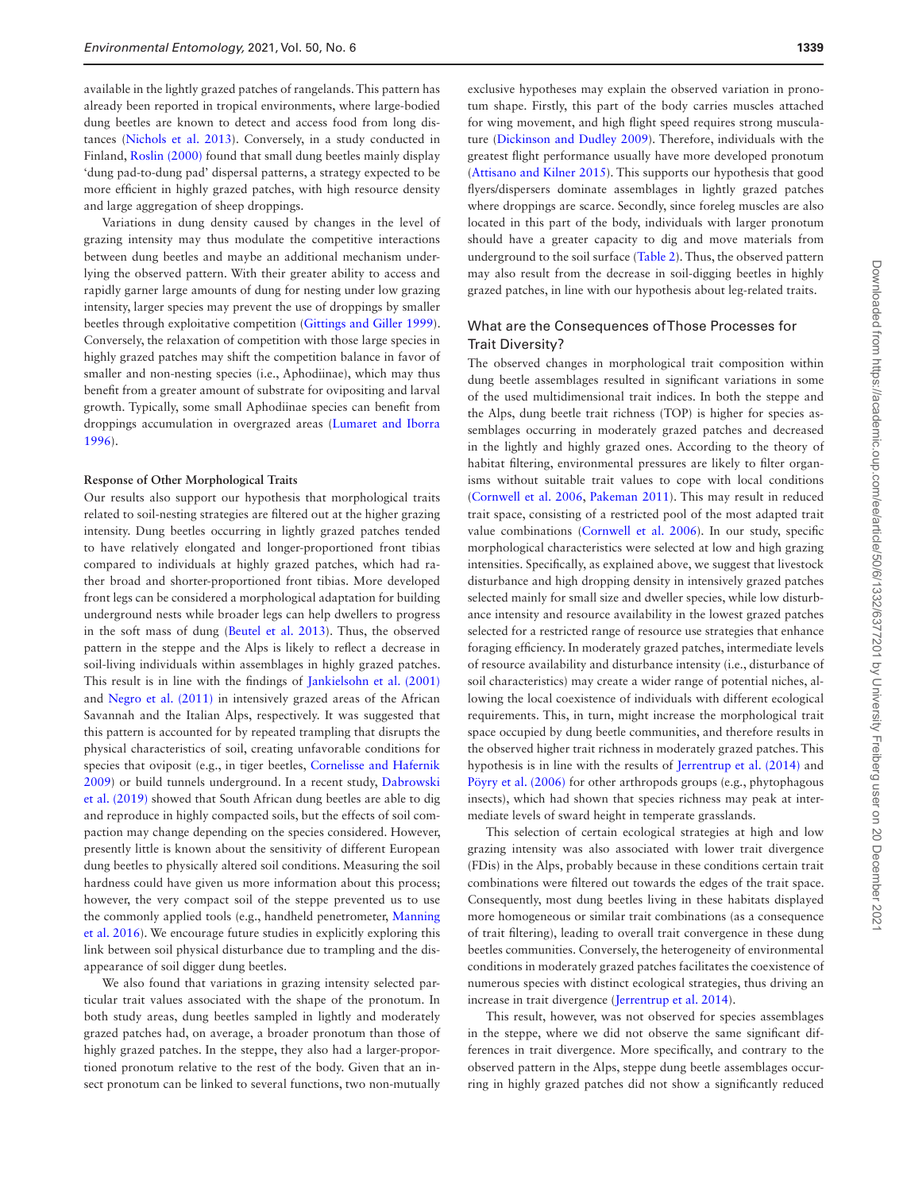available in the lightly grazed patches of rangelands. This pattern has already been reported in tropical environments, where large-bodied dung beetles are known to detect and access food from long distances (Nichols et al. 2013). Conversely, in a study conducted in Finland, Roslin (2000) found that small dung beetles mainly display 'dung pad-to-dung pad' dispersal patterns, a strategy expected to be more efficient in highly grazed patches, with high resource density and large aggregation of sheep droppings.

Variations in dung density caused by changes in the level of grazing intensity may thus modulate the competitive interactions between dung beetles and maybe an additional mechanism underlying the observed pattern. With their greater ability to access and rapidly garner large amounts of dung for nesting under low grazing intensity, larger species may prevent the use of droppings by smaller beetles through exploitative competition (Gittings and Giller 1999). Conversely, the relaxation of competition with those large species in highly grazed patches may shift the competition balance in favor of smaller and non-nesting species (i.e., Aphodiinae), which may thus benefit from a greater amount of substrate for ovipositing and larval growth. Typically, some small Aphodiinae species can benefit from droppings accumulation in overgrazed areas (Lumaret and Iborra 1996).

### Response of Other Morphological Traits

Our results also support our hypothesis that morphological traits related to soil-nesting strategies are filtered out at the higher grazing intensity. Dung beetles occurring in lightly grazed patches tended to have relatively elongated and longer-proportioned front tibias compared to individuals at highly grazed patches, which had rather broad and shorter-proportioned front tibias. More developed front legs can be considered a morphological adaptation for building underground nests while broader legs can help dwellers to progress in the soft mass of dung (Beutel et al. 2013). Thus, the observed pattern in the steppe and the Alps is likely to reflect a decrease in soil-living individuals within assemblages in highly grazed patches. This result is in line with the findings of Jankielsohn et al. (2001) and Negro et al. (2011) in intensively grazed areas of the African Savannah and the Italian Alps, respectively. It was suggested that this pattern is accounted for by repeated trampling that disrupts the physical characteristics of soil, creating unfavorable conditions for species that oviposit (e.g., in tiger beetles, Cornelisse and Hafernik 2009) or build tunnels underground. In a recent study, Dabrowski et al. (2019) showed that South African dung beetles are able to dig and reproduce in highly compacted soils, but the effects of soil compaction may change depending on the species considered. However, presently little is known about the sensitivity of different European dung beetles to physically altered soil conditions. Measuring the soil hardness could have given us more information about this process; however, the very compact soil of the steppe prevented us to use the commonly applied tools (e.g., handheld penetrometer, Manning et al. 2016). We encourage future studies in explicitly exploring this link between soil physical disturbance due to trampling and the disappearance of soil digger dung beetles.

We also found that variations in grazing intensity selected particular trait values associated with the shape of the pronotum. In both study areas, dung beetles sampled in lightly and moderately grazed patches had, on average, a broader pronotum than those of highly grazed patches. In the steppe, they also had a larger-proportioned pronotum relative to the rest of the body. Given that an insect pronotum can be linked to several functions, two non-mutually exclusive hypotheses may explain the observed variation in pronotum shape. Firstly, this part of the body carries muscles attached for wing movement, and high flight speed requires strong musculature (Dickinson and Dudley 2009). Therefore, individuals with the greatest flight performance usually have more developed pronotum (Attisano and Kilner 2015). This supports our hypothesis that good flyers/dispersers dominate assemblages in lightly grazed patches where droppings are scarce. Secondly, since foreleg muscles are also located in this part of the body, individuals with larger pronotum should have a greater capacity to dig and move materials from underground to the soil surface (Table 2). Thus, the observed pattern may also result from the decrease in soil-digging beetles in highly grazed patches, in line with our hypothesis about leg-related traits.

## What are the Consequences of Those Processes for Trait Diversity?

The observed changes in morphological trait composition within dung beetle assemblages resulted in significant variations in some of the used multidimensional trait indices. In both the steppe and the Alps, dung beetle trait richness (TOP) is higher for species assemblages occurring in moderately grazed patches and decreased in the lightly and highly grazed ones. According to the theory of habitat filtering, environmental pressures are likely to filter organisms without suitable trait values to cope with local conditions (Cornwell et al. 2006, Pakeman 2011). This may result in reduced trait space, consisting of a restricted pool of the most adapted trait value combinations (Cornwell et al. 2006). In our study, specific morphological characteristics were selected at low and high grazing intensities. Specifically, as explained above, we suggest that livestock disturbance and high dropping density in intensively grazed patches selected mainly for small size and dweller species, while low disturbance intensity and resource availability in the lowest grazed patches selected for a restricted range of resource use strategies that enhance foraging efficiency. In moderately grazed patches, intermediate levels of resource availability and disturbance intensity (i.e., disturbance of soil characteristics) may create a wider range of potential niches, allowing the local coexistence of individuals with different ecological requirements. This, in turn, might increase the morphological trait space occupied by dung beetle communities, and therefore results in the observed higher trait richness in moderately grazed patches. This hypothesis is in line with the results of Jerrentrup et al. (2014) and Pöyry et al. (2006) for other arthropods groups (e.g., phytophagous insects), which had shown that species richness may peak at intermediate levels of sward height in temperate grasslands.

This selection of certain ecological strategies at high and low grazing intensity was also associated with lower trait divergence (FDis) in the Alps, probably because in these conditions certain trait combinations were filtered out towards the edges of the trait space. Consequently, most dung beetles living in these habitats displayed more homogeneous or similar trait combinations (as a consequence of trait filtering), leading to overall trait convergence in these dung beetles communities. Conversely, the heterogeneity of environmental conditions in moderately grazed patches facilitates the coexistence of numerous species with distinct ecological strategies, thus driving an increase in trait divergence (Jerrentrup et al. 2014).

This result, however, was not observed for species assemblages in the steppe, where we did not observe the same significant differences in trait divergence. More specifically, and contrary to the observed pattern in the Alps, steppe dung beetle assemblages occurring in highly grazed patches did not show a significantly reduced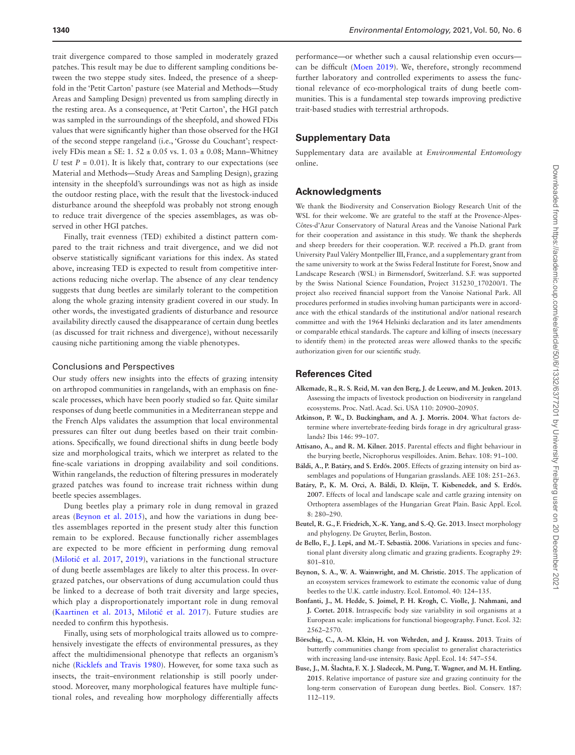trait divergence compared to those sampled in moderately grazed patches. This result may be due to different sampling conditions between the two steppe study sites. Indeed, the presence of a sheepfold in the 'Petit Carton' pasture (see Material and Methods—Study Areas and Sampling Design) prevented us from sampling directly in the resting area. As a consequence, at 'Petit Carton', the HGI patch was sampled in the surroundings of the sheepfold, and showed FDis values that were significantly higher than those observed for the HGI of the second steppe rangeland (i.e., 'Grosse du Couchant'; respectively FDis mean ± SE: 1. 52 ± 0.05 vs. 1. 03 ± 0.08; Mann–Whitney *U* test $P = 0.01$). It is likely that, contrary to our expectations (see Material and Methods—Study Areas and Sampling Design), grazing intensity in the sheepfold's surroundings was not as high as inside the outdoor resting place, with the result that the livestock-induced disturbance around the sheepfold was probably not strong enough to reduce trait divergence of the species assemblages, as was observed in other HGI patches.

Finally, trait evenness (TED) exhibited a distinct pattern compared to the trait richness and trait divergence, and we did not observe statistically significant variations for this index. As stated above, increasing TED is expected to result from competitive interactions reducing niche overlap. The absence of any clear tendency suggests that dung beetles are similarly tolerant to the competition along the whole grazing intensity gradient covered in our study. In other words, the investigated gradients of disturbance and resource availability directly caused the disappearance of certain dung beetles (as discussed for trait richness and divergence), without necessarily causing niche partitioning among the viable phenotypes.

### Conclusions and Perspectives

Our study offers new insights into the effects of grazing intensity on arthropod communities in rangelands, with an emphasis on fine-scale processes, which have been poorly studied so far. Quite similar responses of dung beetle communities in a Mediterranean steppe and the French Alps validates the assumption that local environmental pressures can filter out dung beetles based on their trait combinations. Specifically, we found directional shifts in dung beetle body size and morphological traits, which we interpret as related to the fine-scale variations in dropping availability and soil conditions. Within rangelands, the reduction of filtering pressures in moderately grazed patches was found to increase trait richness within dung beetle species assemblages.

Dung beetles play a primary role in dung removal in grazed areas (Beynon et al. 2015), and how the variations in dung beetles assemblages reported in the present study alter this function remain to be explored. Because functionally richer assemblages are expected to be more efficient in performing dung removal (Milotić et al. 2017, 2019), variations in the functional structure of dung beetle assemblages are likely to alter this process. In overgrazed patches, our observations of dung accumulation could thus be linked to a decrease of both trait diversity and large species, which play a disproportionately important role in dung removal (Kaartinen et al. 2013, Milotić et al. 2017). Future studies are needed to confirm this hypothesis.

Finally, using sets of morphological traits allowed us to comprehensively investigate the effects of environmental pressures, as they affect the multidimensional phenotype that reflects an organism's niche (Ricklefs and Travis 1980). However, for some taxa such as insects, the trait–environment relationship is still poorly understood. Moreover, many morphological features have multiple functional roles, and revealing how morphology differentially affects performance—or whether such a causal relationship even occurs—can be difficult (Moen 2019). We, therefore, strongly recommend further laboratory and controlled experiments to assess the functional relevance of eco-morphological traits of dung beetle communities. This is a fundamental step towards improving predictive trait-based studies with terrestrial arthropods.

## Supplementary Data

Supplementary data are available at *Environmental Entomology* online.

## Acknowledgments

We thank the Biodiversity and Conservation Biology Research Unit of the WSL for their welcome. We are grateful to the staff at the Provence-Alpes-Côtes-d'Azur Conservatory of Natural Areas and the Vanoise National Park for their cooperation and assistance in this study. We thank the shepherds and sheep breeders for their cooperation. W.P. received a Ph.D. grant from University Paul Valéry Montpellier III, France, and a supplementary grant from the same university to work at the Swiss Federal Institute for Forest, Snow and Landscape Research (WSL) in Birmensdorf, Switzerland. S.F. was supported by the Swiss National Science Foundation, Project 315230_170200/1. The project also received financial support from the Vanoise National Park. All procedures performed in studies involving human participants were in accordance with the ethical standards of the institutional and/or national research committee and with the 1964 Helsinki declaration and its later amendments or comparable ethical standards. The capture and killing of insects (necessary to identify them) in the protected areas were allowed thanks to the specific authorization given for our scientific study.

## References Cited

**Alkemade, R., R. S. Reid, M. van den Berg, J. de Leeuw, and M. Jeuken. 2013**. Assessing the impacts of livestock production on biodiversity in rangeland ecosystems. Proc. Natl. Acad. Sci. USA 110: 20900–20905.

**Atkinson, P. W., D. Buckingham, and A. J. Morris. 2004**. What factors determine where invertebrate-feeding birds forage in dry agricultural grasslands? Ibis 146: 99–107.

**Attisano, A., and R. M. Kilner. 2015**. Parental effects and flight behaviour in the burying beetle, Nicrophorus vespilloides. Anim. Behav. 108: 91–100.

**Báldi, A., P. Batáry, and S. Erdős. 2005**. Effects of grazing intensity on bird assemblages and populations of Hungarian grasslands. AEE 108: 251–263.

**Batáry, P., K. M. Orci, A. Báldi, D. Kleijn, T. Kisbenedek, and S. Erdős. 2007**. Effects of local and landscape scale and cattle grazing intensity on Orthoptera assemblages of the Hungarian Great Plain. Basic Appl. Ecol. 8: 280–290.

**Beutel, R. G., F. Friedrich, X.-K. Yang, and S.-Q. Ge. 2013**. Insect morphology and phylogeny. De Gruyter, Berlin, Boston.

**de Bello, F., J. Lepš, and M.-T. Sebastià. 2006**. Variations in species and functional plant diversity along climatic and grazing gradients. Ecography 29: 801–810.

**Beynon, S. A., W. A. Wainwright, and M. Christie. 2015**. The application of an ecosystem services framework to estimate the economic value of dung beetles to the U.K. cattle industry. Ecol. Entomol. 40: 124–135.

**Bonfanti, J., M. Hedde, S. Joimel, P. H. Krogh, C. Violle, J. Nahmani, and J. Cortet. 2018**. Intraspecific body size variability in soil organisms at a European scale: implications for functional biogeography. Funct. Ecol. 32: 2562–2570.

**Börschig, C., A.-M. Klein, H. von Wehrden, and J. Krauss. 2013**. Traits of butterfly communities change from specialist to generalist characteristics with increasing land-use intensity. Basic Appl. Ecol. 14: 547–554.

**Buse, J., M. Šlachta, F. X. J. Sladecek, M. Pung, T. Wagner, and M. H. Entling. 2015**. Relative importance of pasture size and grazing continuity for the long-term conservation of European dung beetles. Biol. Conserv. 187: 112–119.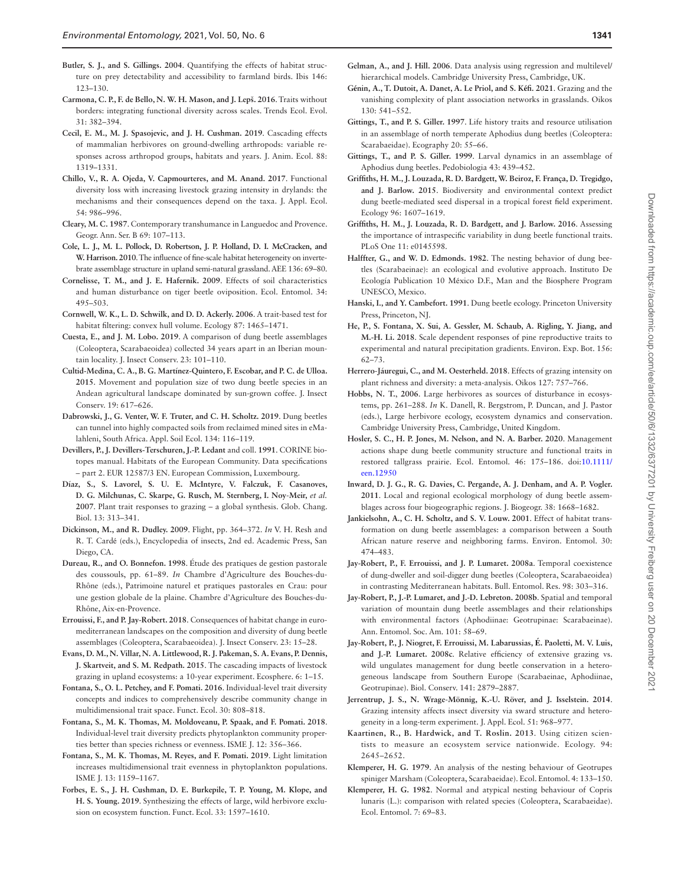**Butler, S. J., and S. Gillings. 2004**. Quantifying the effects of habitat structure on prey detectability and accessibility to farmland birds. Ibis 146: 123–130.

**Carmona, C. P., F. de Bello, N. W. H. Mason, and J. Lepš. 2016**. Traits without borders: integrating functional diversity across scales. Trends Ecol. Evol. 31: 382–394.

**Cecil, E. M., M. J. Spasojevic, and J. H. Cushman. 2019**. Cascading effects of mammalian herbivores on ground-dwelling arthropods: variable responses across arthropod groups, habitats and years. J. Anim. Ecol. 88: 1319–1331.

**Chillo, V., R. A. Ojeda, V. Capmourteres, and M. Anand. 2017**. Functional diversity loss with increasing livestock grazing intensity in drylands: the mechanisms and their consequences depend on the taxa. J. Appl. Ecol. 54: 986–996.

**Cleary, M. C. 1987**. Contemporary transhumance in Languedoc and Provence. Geogr. Ann. Ser. B 69: 107–113.

**Cole, L. J., M. L. Pollock, D. Robertson, J. P. Holland, D. I. McCracken, and W. Harrison. 2010**. The influence of fine-scale habitat heterogeneity on invertebrate assemblage structure in upland semi-natural grassland. AEE 136: 69–80.

**Cornelisse, T. M., and J. E. Hafernik. 2009**. Effects of soil characteristics and human disturbance on tiger beetle oviposition. Ecol. Entomol. 34: 495–503.

**Cornwell, W. K., L. D. Schwilk, and D. D. Ackerly. 2006**. A trait-based test for habitat filtering: convex hull volume. Ecology 87: 1465–1471.

**Cuesta, E., and J. M. Lobo. 2019**. A comparison of dung beetle assemblages (Coleoptera, Scarabaeoidea) collected 34 years apart in an Iberian mountain locality. J. Insect Conserv. 23: 101–110.

**Cultid-Medina, C. A., B. G. Martínez-Quintero, F. Escobar, and P. C. de Ulloa. 2015**. Movement and population size of two dung beetle species in an Andean agricultural landscape dominated by sun-grown coffee. J. Insect Conserv. 19: 617–626.

**Dabrowski, J., G. Venter, W. F. Truter, and C. H. Scholtz. 2019**. Dung beetles can tunnel into highly compacted soils from reclaimed mined sites in eMalahleni, South Africa. Appl. Soil Ecol. 134: 116–119.

**Devillers, P., J. Devillers-Terschuren, J.-P. Ledant** and coll. **1991**. CORINE biotopes manual. Habitats of the European Community. Data specifications – part 2. EUR 12587/3 EN. European Commission, Luxembourg.

**Díaz, S., S. Lavorel, S. U. E. McIntyre, V. Falczuk, F. Casanoves, D. G. Milchunas, C. Skarpe, G. Rusch, M. Sternberg, I. Noy-Meir, *et al.* 2007**. Plant trait responses to grazing – a global synthesis. Glob. Chang. Biol. 13: 313–341.

**Dickinson, M., and R. Dudley. 2009**. Flight, pp. 364–372. *In* V. H. Resh and R. T. Cardé (eds.), Encyclopedia of insects, 2nd ed. Academic Press, San Diego, CA.

**Dureau, R., and O. Bonnefon. 1998**. Étude des pratiques de gestion pastorale des coussouls, pp. 61–89. *In* Chambre d'Agriculture des Bouches-du-Rhône (eds.), Patrimoine naturel et pratiques pastorales en Crau: pour une gestion globale de la plaine. Chambre d'Agriculture des Bouches-du-Rhône, Aix-en-Provence.

**Errouissi, F., and P. Jay-Robert. 2018**. Consequences of habitat change in euro-mediterranean landscapes on the composition and diversity of dung beetle assemblages (Coleoptera, Scarabaeoidea). J. Insect Conserv. 23: 15–28.

**Evans, D. M., N. Villar, N. A. Littlewood, R. J. Pakeman, S. A. Evans, P. Dennis, J. Skartveit, and S. M. Redpath. 2015**. The cascading impacts of livestock grazing in upland ecosystems: a 10-year experiment. Ecosphere. 6: 1–15.

**Fontana, S., O. L. Petchey, and F. Pomati. 2016**. Individual-level trait diversity concepts and indices to comprehensively describe community change in multidimensional trait space. Funct. Ecol. 30: 808–818.

**Fontana, S., M. K. Thomas, M. Moldoveanu, P. Spaak, and F. Pomati. 2018**. Individual-level trait diversity predicts phytoplankton community properties better than species richness or evenness. ISME J. 12: 356–366.

**Fontana, S., M. K. Thomas, M. Reyes, and F. Pomati. 2019**. Light limitation increases multidimensional trait evenness in phytoplankton populations. ISME J. 13: 1159–1167.

**Forbes, E. S., J. H. Cushman, D. E. Burkepile, T. P. Young, M. Klope, and H. S. Young. 2019**. Synthesizing the effects of large, wild herbivore exclusion on ecosystem function. Funct. Ecol. 33: 1597–1610.

**Gelman, A., and J. Hill. 2006**. Data analysis using regression and multilevel/hierarchical models. Cambridge University Press, Cambridge, UK.

**Génin, A., T. Dutoit, A. Danet, A. Le Priol, and S. Kéfi. 2021**. Grazing and the vanishing complexity of plant association networks in grasslands. Oikos 130: 541–552.

**Gittings, T., and P. S. Giller. 1997**. Life history traits and resource utilisation in an assemblage of north temperate Aphodius dung beetles (Coleoptera: Scarabaeidae). Ecography 20: 55–66.

**Gittings, T., and P. S. Giller. 1999**. Larval dynamics in an assemblage of Aphodius dung beetles. Pedobiologia 43: 439–452.

**Griffiths, H. M., J. Louzada, R. D. Bardgett, W. Beiroz, F. França, D. Tregidgo, and J. Barlow. 2015**. Biodiversity and environmental context predict dung beetle-mediated seed dispersal in a tropical forest field experiment. Ecology 96: 1607–1619.

**Griffiths, H. M., J. Louzada, R. D. Bardgett, and J. Barlow. 2016**. Assessing the importance of intraspecific variability in dung beetle functional traits. PLoS One 11: e0145598.

**Halffter, G., and W. D. Edmonds. 1982**. The nesting behavior of dung beetles (Scarabaeinae): an ecological and evolutive approach. Instituto De Ecología Publication 10 México D.F., Man and the Biosphere Program UNESCO, Mexico.

**Hanski, I., and Y. Cambefort. 1991**. Dung beetle ecology. Princeton University Press, Princeton, NJ.

**He, P., S. Fontana, X. Sui, A. Gessler, M. Schaub, A. Rigling, Y. Jiang, and M.-H. Li. 2018**. Scale dependent responses of pine reproductive traits to experimental and natural precipitation gradients. Environ. Exp. Bot. 156: 62–73.

**Herrero-Jáuregui, C., and M. Oesterheld. 2018**. Effects of grazing intensity on plant richness and diversity: a meta-analysis. Oikos 127: 757–766.

**Hobbs, N. T., 2006**. Large herbivores as sources of disturbance in ecosystems, pp. 261–288. *In* K. Danell, R. Bergstrom, P. Duncan, and J. Pastor (eds.), Large herbivore ecology, ecosystem dynamics and conservation. Cambridge University Press, Cambridge, United Kingdom.

**Hosler, S. C., H. P. Jones, M. Nelson, and N. A. Barber. 2020**. Management actions shape dung beetle community structure and functional traits in restored tallgrass prairie. Ecol. Entomol. 46: 175–186. doi:10.1111/een.12950

**Inward, D. J. G., R. G. Davies, C. Pergande, A. J. Denham, and A. P. Vogler. 2011**. Local and regional ecological morphology of dung beetle assemblages across four biogeographic regions. J. Biogeogr. 38: 1668–1682.

**Jankielsohn, A., C. H. Scholtz, and S. V. Louw. 2001**. Effect of habitat transformation on dung beetle assemblages: a comparison between a South African nature reserve and neighboring farms. Environ. Entomol. 30: 474–483.

**Jay-Robert, P., F. Errouissi, and J. P. Lumaret. 2008a**. Temporal coexistence of dung-dweller and soil-digger dung beetles (Coleoptera, Scarabaeoidea) in contrasting Mediterranean habitats. Bull. Entomol. Res. 98: 303–316.

**Jay-Robert, P., J.-P. Lumaret, and J.-D. Lebreton. 2008b**. Spatial and temporal variation of mountain dung beetle assemblages and their relationships with environmental factors (Aphodiinae: Geotrupinae: Scarabaeinae). Ann. Entomol. Soc. Am. 101: 58–69.

**Jay-Robert, P., J. Niogret, F. Errouissi, M. Labarussias, É. Paoletti, M. V. Luis, and J.-P. Lumaret. 2008c**. Relative efficiency of extensive grazing vs. wild ungulates management for dung beetle conservation in a heterogeneous landscape from Southern Europe (Scarabaeinae, Aphodiinae, Geotrupinae). Biol. Conserv. 141: 2879–2887.

**Jerrentrup, J. S., N. Wrage-Mönnig, K.-U. Röver, and J. Isselstein. 2014**. Grazing intensity affects insect diversity via sward structure and heterogeneity in a long-term experiment. J. Appl. Ecol. 51: 968–977.

**Kaartinen, R., B. Hardwick, and T. Roslin. 2013**. Using citizen scientists to measure an ecosystem service nationwide. Ecology. 94: 2645–2652.

**Klemperer, H. G. 1979**. An analysis of the nesting behaviour of Geotrupes spiniger Marsham (Coleoptera, Scarabaeidae). Ecol. Entomol. 4: 133–150.

**Klemperer, H. G. 1982**. Normal and atypical nesting behaviour of Copris lunaris (L.): comparison with related species (Coleoptera, Scarabaeidae). Ecol. Entomol. 7: 69–83.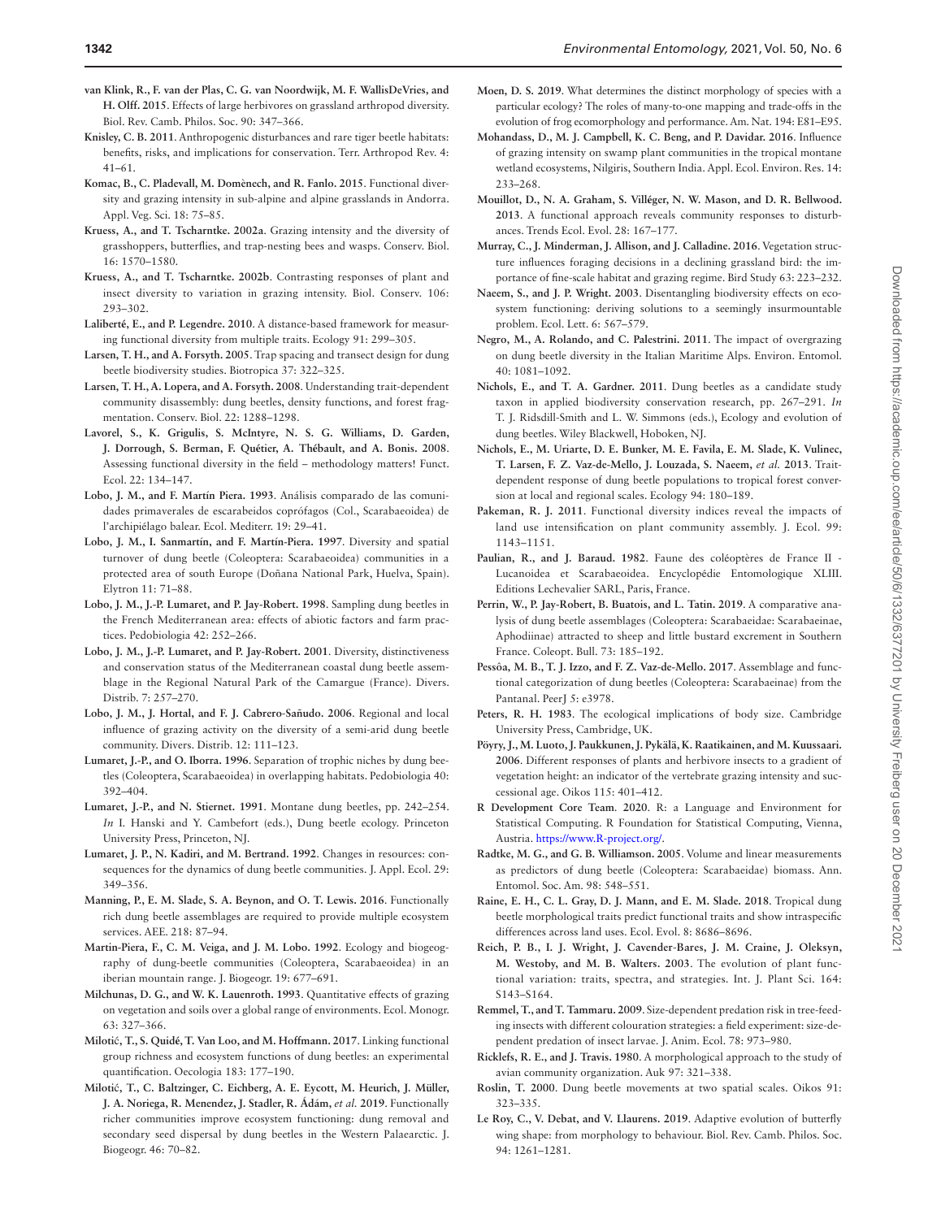**van Klink, R., F. van der Plas, C. G. van Noordwijk, M. F. WallisDeVries, and H. Olff. 2015**. Effects of large herbivores on grassland arthropod diversity. Biol. Rev. Camb. Philos. Soc. 90: 347–366.

**Knisley, C. B. 2011**. Anthropogenic disturbances and rare tiger beetle habitats: benefits, risks, and implications for conservation. Terr. Arthropod Rev. 4: 41–61.

**Komac, B., C. Pladevall, M. Domènech, and R. Fanlo. 2015**. Functional diversity and grazing intensity in sub-alpine and alpine grasslands in Andorra. Appl. Veg. Sci. 18: 75–85.

**Kruess, A., and T. Tscharntke. 2002a**. Grazing intensity and the diversity of grasshoppers, butterflies, and trap-nesting bees and wasps. Conserv. Biol. 16: 1570–1580.

**Kruess, A., and T. Tscharntke. 2002b**. Contrasting responses of plant and insect diversity to variation in grazing intensity. Biol. Conserv. 106: 293–302.

**Laliberté, E., and P. Legendre. 2010**. A distance-based framework for measuring functional diversity from multiple traits. Ecology 91: 299–305.

**Larsen, T. H., and A. Forsyth. 2005**. Trap spacing and transect design for dung beetle biodiversity studies. Biotropica 37: 322–325.

**Larsen, T. H., A. Lopera, and A. Forsyth. 2008**. Understanding trait-dependent community disassembly: dung beetles, density functions, and forest fragmentation. Conserv. Biol. 22: 1288–1298.

**Lavorel, S., K. Grigulis, S. McIntyre, N. S. G. Williams, D. Garden, J. Dorrough, S. Berman, F. Quétier, A. Thébault, and A. Bonis. 2008**. Assessing functional diversity in the field – methodology matters! Funct. Ecol. 22: 134–147.

**Lobo, J. M., and F. Martín Piera. 1993**. Análisis comparado de las comunidades primaverales de escarabeidos coprófagos (Col., Scarabaeoidea) de l'archipiélago balear. Ecol. Mediterr. 19: 29–41.

**Lobo, J. M., I. Sanmartín, and F. Martín-Piera. 1997**. Diversity and spatial turnover of dung beetle (Coleoptera: Scarabaeoidea) communities in a protected area of south Europe (Doñana National Park, Huelva, Spain). Elytron 11: 71–88.

**Lobo, J. M., J.-P. Lumaret, and P. Jay-Robert. 1998**. Sampling dung beetles in the French Mediterranean area: effects of abiotic factors and farm practices. Pedobiologia 42: 252–266.

**Lobo, J. M., J.-P. Lumaret, and P. Jay-Robert. 2001**. Diversity, distinctiveness and conservation status of the Mediterranean coastal dung beetle assemblage in the Regional Natural Park of the Camargue (France). Divers. Distrib. 7: 257–270.

**Lobo, J. M., J. Hortal, and F. J. Cabrero-Sañudo. 2006**. Regional and local influence of grazing activity on the diversity of a semi-arid dung beetle community. Divers. Distrib. 12: 111–123.

**Lumaret, J.-P., and O. Iborra. 1996**. Separation of trophic niches by dung beetles (Coleoptera, Scarabaeoidea) in overlapping habitats. Pedobiologia 40: 392–404.

**Lumaret, J.-P., and N. Stiernet. 1991**. Montane dung beetles, pp. 242–254. *In* I. Hanski and Y. Cambefort (eds.), Dung beetle ecology. Princeton University Press, Princeton, NJ.

**Lumaret, J. P., N. Kadiri, and M. Bertrand. 1992**. Changes in resources: consequences for the dynamics of dung beetle communities. J. Appl. Ecol. 29: 349–356.

**Manning, P., E. M. Slade, S. A. Beynon, and O. T. Lewis. 2016**. Functionally rich dung beetle assemblages are required to provide multiple ecosystem services. AEE. 218: 87–94.

**Martin-Piera, F., C. M. Veiga, and J. M. Lobo. 1992**. Ecology and biogeography of dung-beetle communities (Coleoptera, Scarabaeoidea) in an iberian mountain range. J. Biogeogr. 19: 677–691.

**Milchunas, D. G., and W. K. Lauenroth. 1993**. Quantitative effects of grazing on vegetation and soils over a global range of environments. Ecol. Monogr. 63: 327–366.

**Milotić, T., S. Quidé, T. Van Loo, and M. Hoffmann. 2017**. Linking functional group richness and ecosystem functions of dung beetles: an experimental quantification. Oecologia 183: 177–190.

**Milotić, T., C. Baltzinger, C. Eichberg, A. E. Eycott, M. Heurich, J. Müller, J. A. Noriega, R. Menendez, J. Stadler, R. Ádám, *et al.* 2019**. Functionally richer communities improve ecosystem functioning: dung removal and secondary seed dispersal by dung beetles in the Western Palaearctic. J. Biogeogr. 46: 70–82.

**Moen, D. S. 2019**. What determines the distinct morphology of species with a particular ecology? The roles of many-to-one mapping and trade-offs in the evolution of frog ecomorphology and performance. Am. Nat. 194: E81–E95.

**Mohandass, D., M. J. Campbell, K. C. Beng, and P. Davidar. 2016**. Influence of grazing intensity on swamp plant communities in the tropical montane wetland ecosystems, Nilgiris, Southern India. Appl. Ecol. Environ. Res. 14: 233–268.

**Mouillot, D., N. A. Graham, S. Villéger, N. W. Mason, and D. R. Bellwood. 2013**. A functional approach reveals community responses to disturbances. Trends Ecol. Evol. 28: 167–177.

**Murray, C., J. Minderman, J. Allison, and J. Calladine. 2016**. Vegetation structure influences foraging decisions in a declining grassland bird: the importance of fine-scale habitat and grazing regime. Bird Study 63: 223–232.

**Naeem, S., and J. P. Wright. 2003**. Disentangling biodiversity effects on ecosystem functioning: deriving solutions to a seemingly insurmountable problem. Ecol. Lett. 6: 567–579.

**Negro, M., A. Rolando, and C. Palestrini. 2011**. The impact of overgrazing on dung beetle diversity in the Italian Maritime Alps. Environ. Entomol. 40: 1081–1092.

**Nichols, E., and T. A. Gardner. 2011**. Dung beetles as a candidate study taxon in applied biodiversity conservation research, pp. 267–291. *In* T. J. Ridsdill-Smith and L. W. Simmons (eds.), Ecology and evolution of dung beetles. Wiley Blackwell, Hoboken, NJ.

**Nichols, E., M. Uriarte, D. E. Bunker, M. E. Favila, E. M. Slade, K. Vulinec, T. Larsen, F. Z. Vaz-de-Mello, J. Louzada, S. Naeem, *et al.* 2013**. Trait-dependent response of dung beetle populations to tropical forest conversion at local and regional scales. Ecology 94: 180–189.

**Pakeman, R. J. 2011**. Functional diversity indices reveal the impacts of land use intensification on plant community assembly. J. Ecol. 99: 1143–1151.

**Paulian, R., and J. Baraud. 1982**. Faune des coléoptères de France II - Lucanoidea et Scarabaeoidea. Encyclopédie Entomologique XLIII. Editions Lechevalier SARL, Paris, France.

**Perrin, W., P. Jay-Robert, B. Buatois, and L. Tatin. 2019**. A comparative analysis of dung beetle assemblages (Coleoptera: Scarabaeidae: Scarabaeinae, Aphodiinae) attracted to sheep and little bustard excrement in Southern France. Coleopt. Bull. 73: 185–192.

**Pessôa, M. B., T. J. Izzo, and F. Z. Vaz-de-Mello. 2017**. Assemblage and functional categorization of dung beetles (Coleoptera: Scarabaeinae) from the Pantanal. PeerJ 5: e3978.

**Peters, R. H. 1983**. The ecological implications of body size. Cambridge University Press, Cambridge, UK.

**Pöyry, J., M. Luoto, J. Paukkunen, J. Pykälä, K. Raatikainen, and M. Kuussaari. 2006**. Different responses of plants and herbivore insects to a gradient of vegetation height: an indicator of the vertebrate grazing intensity and successional age. Oikos 115: 401–412.

**R Development Core Team. 2020**. R: a Language and Environment for Statistical Computing. R Foundation for Statistical Computing, Vienna, Austria. https://www.R-project.org/.

**Radtke, M. G., and G. B. Williamson. 2005**. Volume and linear measurements as predictors of dung beetle (Coleoptera: Scarabaeidae) biomass. Ann. Entomol. Soc. Am. 98: 548–551.

**Raine, E. H., C. L. Gray, D. J. Mann, and E. M. Slade. 2018**. Tropical dung beetle morphological traits predict functional traits and show intraspecific differences across land uses. Ecol. Evol. 8: 8686–8696.

**Reich, P. B., I. J. Wright, J. Cavender-Bares, J. M. Craine, J. Oleksyn, M. Westoby, and M. B. Walters. 2003**. The evolution of plant functional variation: traits, spectra, and strategies. Int. J. Plant Sci. 164: S143–S164.

**Remmel, T., and T. Tammaru. 2009**. Size-dependent predation risk in tree-feeding insects with different colouration strategies: a field experiment: size-dependent predation of insect larvae. J. Anim. Ecol. 78: 973–980.

**Ricklefs, R. E., and J. Travis. 1980**. A morphological approach to the study of avian community organization. Auk 97: 321–338.

**Roslin, T. 2000**. Dung beetle movements at two spatial scales. Oikos 91: 323–335.

**Le Roy, C., V. Debat, and V. Llaurens. 2019**. Adaptive evolution of butterfly wing shape: from morphology to behaviour. Biol. Rev. Camb. Philos. Soc. 94: 1261–1281.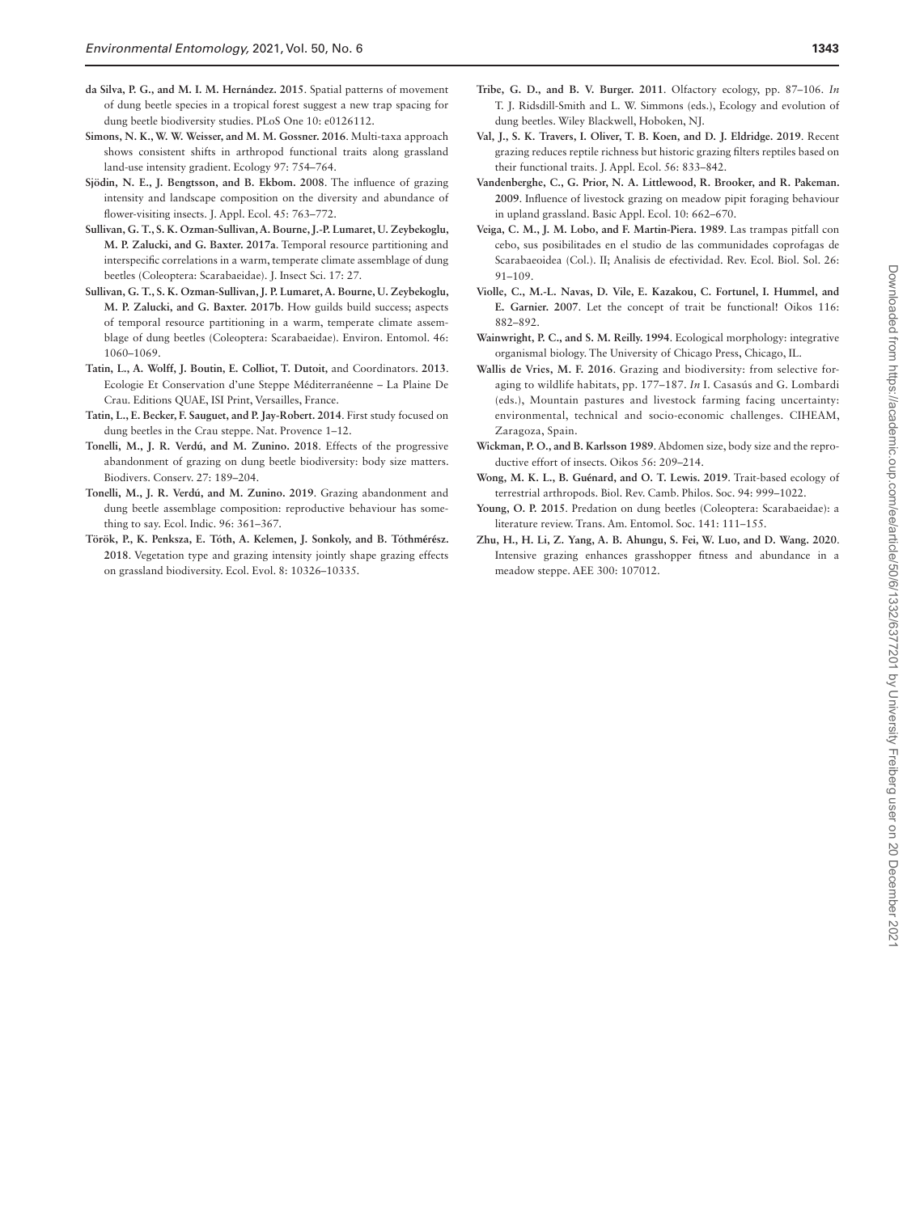**da Silva, P. G., and M. I. M. Hernández. 2015**. Spatial patterns of movement of dung beetle species in a tropical forest suggest a new trap spacing for dung beetle biodiversity studies. PLoS One 10: e0126112.

**Simons, N. K., W. W. Weisser, and M. M. Gossner. 2016**. Multi-taxa approach shows consistent shifts in arthropod functional traits along grassland land-use intensity gradient. Ecology 97: 754–764.

**Sjödin, N. E., J. Bengtsson, and B. Ekbom. 2008**. The influence of grazing intensity and landscape composition on the diversity and abundance of flower-visiting insects. J. Appl. Ecol. 45: 763–772.

**Sullivan, G. T., S. K. Ozman-Sullivan, A. Bourne, J.-P. Lumaret, U. Zeybekoglu, M. P. Zalucki, and G. Baxter. 2017a**. Temporal resource partitioning and interspecific correlations in a warm, temperate climate assemblage of dung beetles (Coleoptera: Scarabaeidae). J. Insect Sci. 17: 27.

**Sullivan, G. T., S. K. Ozman-Sullivan, J. P. Lumaret, A. Bourne, U. Zeybekoglu, M. P. Zalucki, and G. Baxter. 2017b**. How guilds build success; aspects of temporal resource partitioning in a warm, temperate climate assemblage of dung beetles (Coleoptera: Scarabaeidae). Environ. Entomol. 46: 1060–1069.

**Tatin, L., A. Wolff, J. Boutin, E. Colliot, T. Dutoit,** and Coordinators. **2013**. Ecologie Et Conservation d'une Steppe Méditerranéenne – La Plaine De Crau. Editions QUAE, ISI Print, Versailles, France.

**Tatin, L., E. Becker, F. Sauguet, and P. Jay-Robert. 2014**. First study focused on dung beetles in the Crau steppe. Nat. Provence 1–12.

**Tonelli, M., J. R. Verdú, and M. Zunino. 2018**. Effects of the progressive abandonment of grazing on dung beetle biodiversity: body size matters. Biodivers. Conserv. 27: 189–204.

**Tonelli, M., J. R. Verdú, and M. Zunino. 2019**. Grazing abandonment and dung beetle assemblage composition: reproductive behaviour has something to say. Ecol. Indic. 96: 361–367.

**Török, P., K. Penksza, E. Tóth, A. Kelemen, J. Sonkoly, and B. Tóthmérész. 2018**. Vegetation type and grazing intensity jointly shape grazing effects on grassland biodiversity. Ecol. Evol. 8: 10326–10335.

**Tribe, G. D., and B. V. Burger. 2011**. Olfactory ecology, pp. 87–106. *In* T. J. Ridsdill-Smith and L. W. Simmons (eds.), Ecology and evolution of dung beetles. Wiley Blackwell, Hoboken, NJ.

**Val, J., S. K. Travers, I. Oliver, T. B. Koen, and D. J. Eldridge. 2019**. Recent grazing reduces reptile richness but historic grazing filters reptiles based on their functional traits. J. Appl. Ecol. 56: 833–842.

**Vandenberghe, C., G. Prior, N. A. Littlewood, R. Brooker, and R. Pakeman. 2009**. Influence of livestock grazing on meadow pipit foraging behaviour in upland grassland. Basic Appl. Ecol. 10: 662–670.

**Veiga, C. M., J. M. Lobo, and F. Martin-Piera. 1989**. Las trampas pitfall con cebo, sus posibilitades en el studio de las communidades coprofagas de Scarabaeoidea (Col.). II; Analisis de efectividad. Rev. Ecol. Biol. Sol. 26: 91–109.

**Violle, C., M.-L. Navas, D. Vile, E. Kazakou, C. Fortunel, I. Hummel, and E. Garnier. 2007**. Let the concept of trait be functional! Oikos 116: 882–892.

**Wainwright, P. C., and S. M. Reilly. 1994**. Ecological morphology: integrative organismal biology. The University of Chicago Press, Chicago, IL.

**Wallis de Vries, M. F. 2016**. Grazing and biodiversity: from selective foraging to wildlife habitats, pp. 177–187. *In* I. Casasús and G. Lombardi (eds.), Mountain pastures and livestock farming facing uncertainty: environmental, technical and socio-economic challenges. CIHEAM, Zaragoza, Spain.

**Wickman, P. O., and B. Karlsson 1989**. Abdomen size, body size and the reproductive effort of insects. Oikos 56: 209–214.

**Wong, M. K. L., B. Guénard, and O. T. Lewis. 2019**. Trait-based ecology of terrestrial arthropods. Biol. Rev. Camb. Philos. Soc. 94: 999–1022.

**Young, O. P. 2015**. Predation on dung beetles (Coleoptera: Scarabaeidae): a literature review. Trans. Am. Entomol. Soc. 141: 111–155.

**Zhu, H., H. Li, Z. Yang, A. B. Ahungu, S. Fei, W. Luo, and D. Wang. 2020**. Intensive grazing enhances grasshopper fitness and abundance in a meadow steppe. AEE 300: 107012.